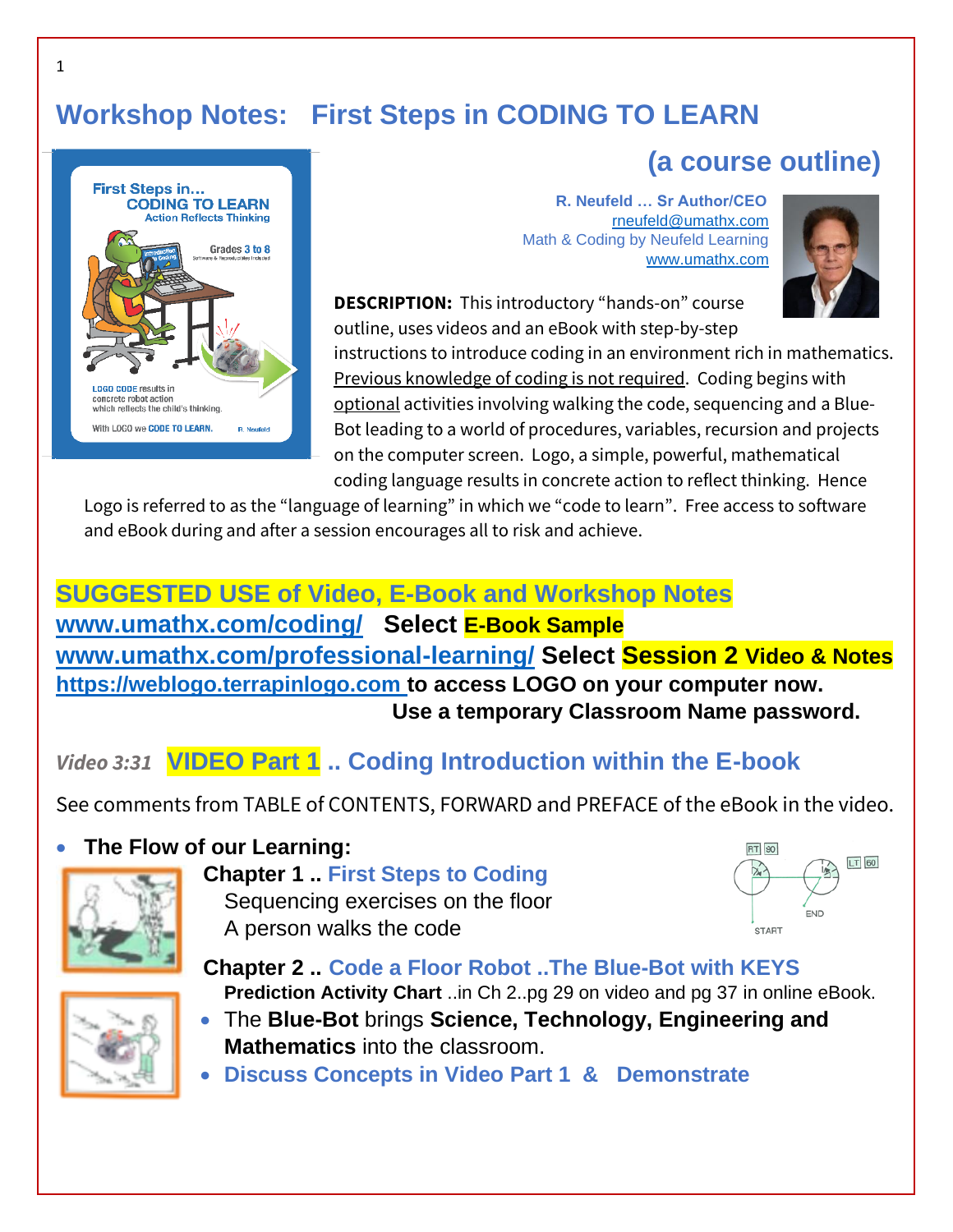# Workshop Notes: First Steps in CODING TO LEARN

## (a course outline)

**R. Neufeld … Sr Author/CEO**
rneufeld@umathx.com
Math & Coding by Neufeld Learning
www.umathx.com

**DESCRIPTION:** This introductory "hands-on" course outline, uses videos and an eBook with step-by-step instructions to introduce coding in an environment rich in mathematics. Previous knowledge of coding is not required. Coding begins with optional activities involving walking the code, sequencing and a Blue-Bot leading to a world of procedures, variables, recursion and projects on the computer screen. Logo, a simple, powerful, mathematical coding language results in concrete action to reflect thinking. Hence Logo is referred to as the "language of learning" in which we "code to learn". Free access to software and eBook during and after a session encourages all to risk and achieve.

## SUGGESTED USE of Video, E-Book and Workshop Notes

**www.umathx.com/coding/** **Select E-Book Sample**
**www.umathx.com/professional-learning/** **Select Session 2 Video & Notes**
**https://weblogo.terrapinlogo.com to access LOGO on your computer now.**
**Use a temporary Classroom Name password.**

## *Video 3:31* VIDEO Part 1 .. Coding Introduction within the E-book

See comments from TABLE of CONTENTS, FORWARD and PREFACE of the eBook in the video.

- **The Flow of our Learning:**

**Chapter 1 .. First Steps to Coding**
Sequencing exercises on the floor
A person walks the code

**Chapter 2 .. Code a Floor Robot ..The Blue-Bot with KEYS**
**Prediction Activity Chart** ..in Ch 2..pg 29 on video and pg 37 in online eBook.

- The **Blue-Bot** brings **Science, Technology, Engineering and Mathematics** into the classroom.
- **Discuss Concepts in Video Part 1 & Demonstrate**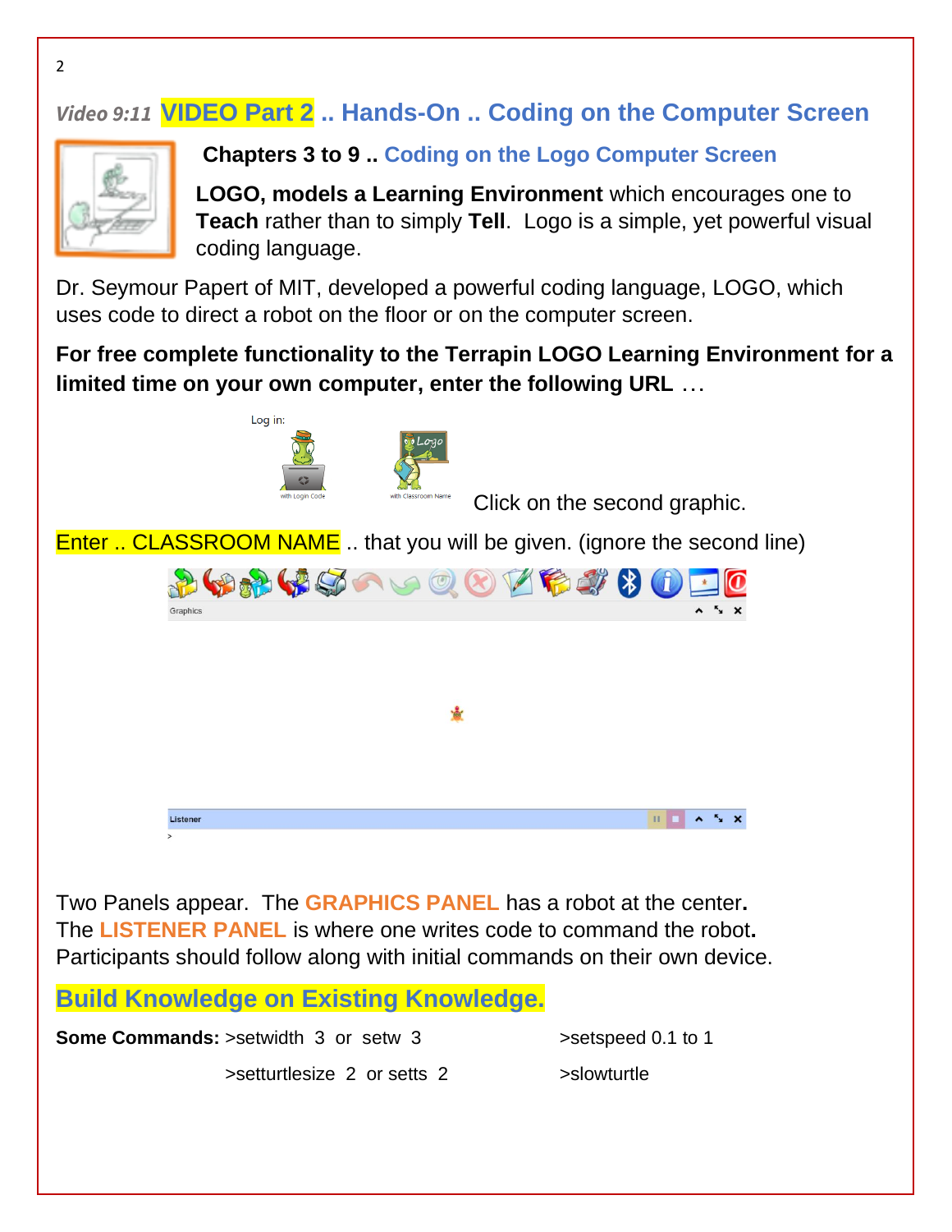## *Video 9:11* VIDEO Part 2 .. Hands-On .. Coding on the Computer Screen

### Chapters 3 to 9 .. Coding on the Logo Computer Screen

**LOGO, models a Learning Environment** which encourages one to **Teach** rather than to simply **Tell**. Logo is a simple, yet powerful visual coding language.

Dr. Seymour Papert of MIT, developed a powerful coding language, LOGO, which uses code to direct a robot on the floor or on the computer screen.

**For free complete functionality to the Terrapin LOGO Learning Environment for a limited time on your own computer, enter the following URL** …

Log in:

with Login Code      with Classroom Name

Click on the second graphic.

Enter .. CLASSROOM NAME .. that you will be given. (ignore the second line)

Graphics

Listener

Two Panels appear. The **GRAPHICS PANEL** has a robot at the center**.**
The **LISTENER PANEL** is where one writes code to command the robot**.**
Participants should follow along with initial commands on their own device.

### Build Knowledge on Existing Knowledge.

**Some Commands:** >setwidth 3 or setw 3      >setspeed 0.1 to 1

>setturtlesize 2 or setts 2      >slowturtle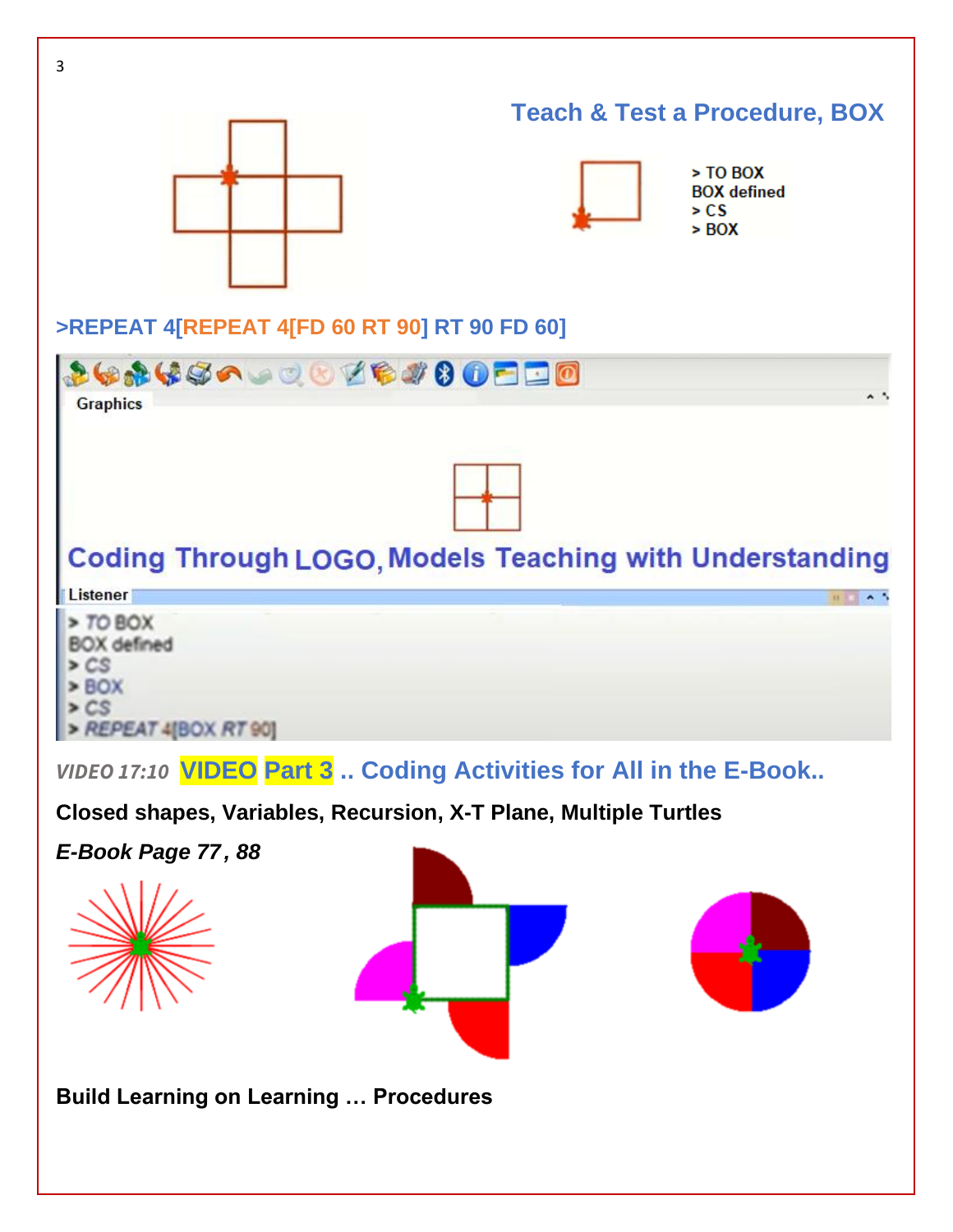## Teach & Test a Procedure, BOX

```
> TO BOX
BOX defined
> CS
> BOX
```

**>REPEAT 4[REPEAT 4[FD 60 RT 90] RT 90 FD 60]**

Graphics

**Coding Through LOGO, Models Teaching with Understanding**

Listener

```
> TO BOX
BOX defined
> CS
> BOX
> CS
> REPEAT 4[BOX RT 90]
```

*VIDEO 17:10* **VIDEO Part 3 .. Coding Activities for All in the E-Book..**

**Closed shapes, Variables, Recursion, X-T Plane, Multiple Turtles**

***E-Book Page 77, 88***

**Build Learning on Learning … Procedures**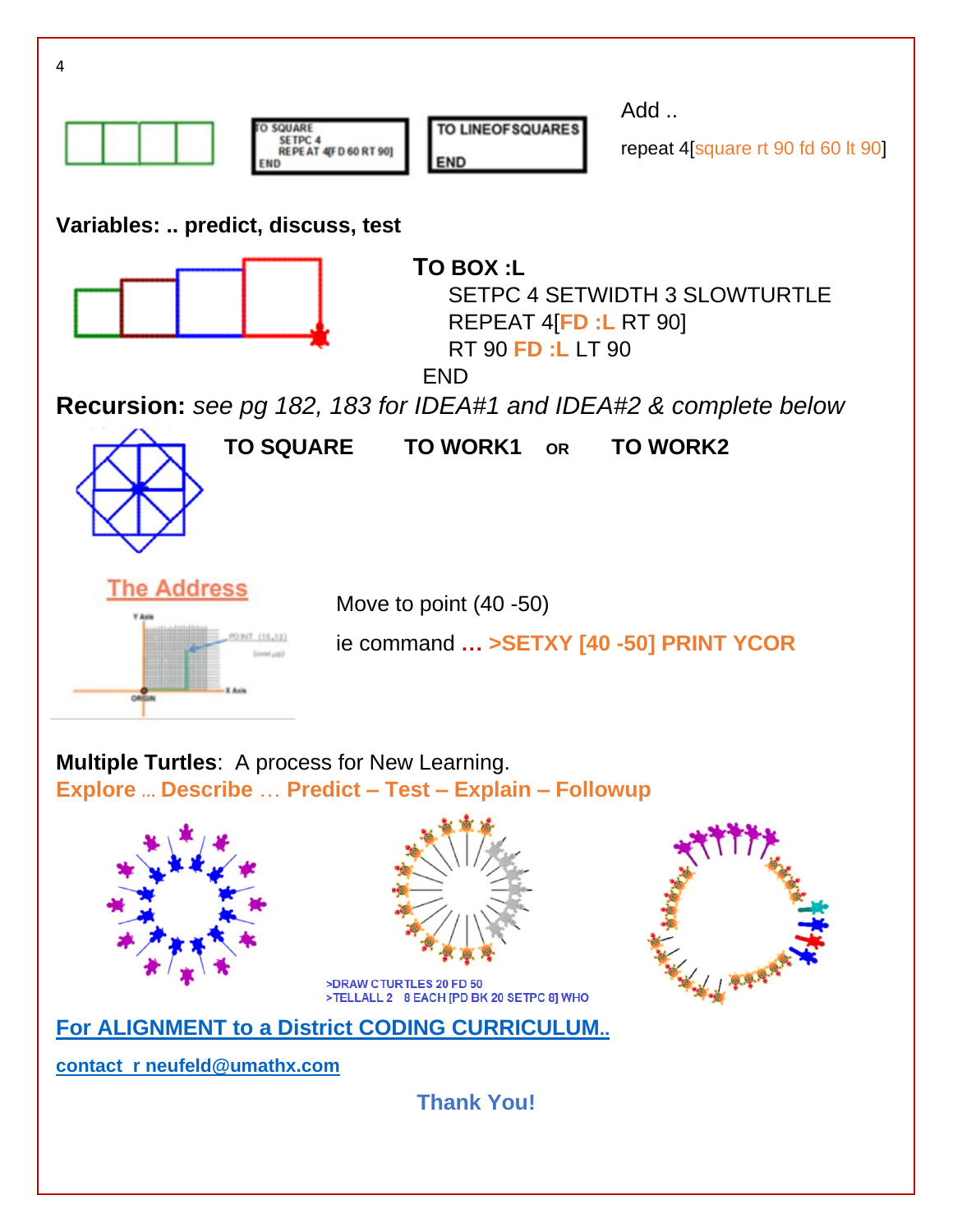```
TO SQUARE
  SETPC 4
  REPEAT 4[FD 60 RT 90]
END
```

```
TO LINEOFSQUARES

END
```

Add ..

repeat 4[square rt 90 fd 60 lt 90]

**Variables: .. predict, discuss, test**

```
TO BOX :L
   SETPC 4 SETWIDTH 3 SLOWTURTLE
   REPEAT 4[FD :L RT 90]
   RT 90 FD :L LT 90
 END
```

**Recursion:** *see pg 182, 183 for IDEA#1 and IDEA#2 & complete below*

**TO SQUARE** **TO WORK1** **OR** **TO WORK2**

The Address

Y Axis

POINT (15,13) (over,up)

ORIGIN

X Axis

Move to point (40 -50)

ie command **… >SETXY [40 -50] PRINT YCOR**

**Multiple Turtles**: A process for New Learning.

**Explore … Describe … Predict – Test – Explain – Followup**

>DRAW CTURTLES 20 FD 50
>TELLALL 2 8 EACH [PD BK 20 SETPC 8] WHO

**For ALIGNMENT to a District CODING CURRICULUM..**

**contact r neufeld@umathx.com**

**Thank You!**